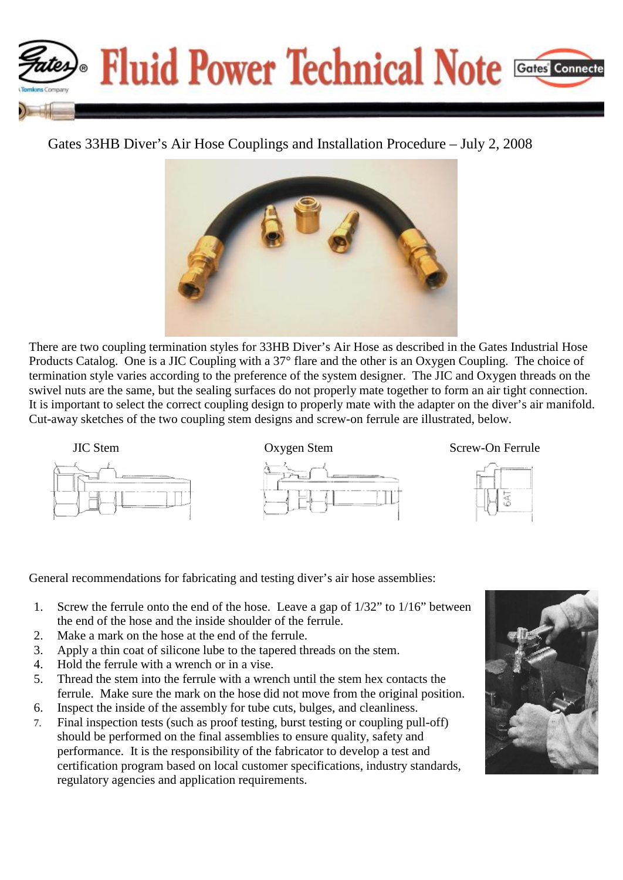# Fluid Power Technical Note

## Gates 33HB Diver's Air Hose Couplings and Installation Procedure – July 2, 2008

There are two coupling termination styles for 33HB Diver's Air Hose as described in the Gates Industrial Hose Products Catalog. One is a JIC Coupling with a 37° flare and the other is an Oxygen Coupling. The choice of termination style varies according to the preference of the system designer. The JIC and Oxygen threads on the swivel nuts are the same, but the sealing surfaces do not properly mate together to form an air tight connection. It is important to select the correct coupling design to properly mate with the adapter on the diver's air manifold. Cut-away sketches of the two coupling stem designs and screw-on ferrule are illustrated, below.

JIC Stem

Oxygen Stem

Screw-On Ferrule

General recommendations for fabricating and testing diver's air hose assemblies:

1. Screw the ferrule onto the end of the hose. Leave a gap of 1/32" to 1/16" between the end of the hose and the inside shoulder of the ferrule.
2. Make a mark on the hose at the end of the ferrule.
3. Apply a thin coat of silicone lube to the tapered threads on the stem.
4. Hold the ferrule with a wrench or in a vise.
5. Thread the stem into the ferrule with a wrench until the stem hex contacts the ferrule. Make sure the mark on the hose did not move from the original position.
6. Inspect the inside of the assembly for tube cuts, bulges, and cleanliness.
7. Final inspection tests (such as proof testing, burst testing or coupling pull-off) should be performed on the final assemblies to ensure quality, safety and performance. It is the responsibility of the fabricator to develop a test and certification program based on local customer specifications, industry standards, regulatory agencies and application requirements.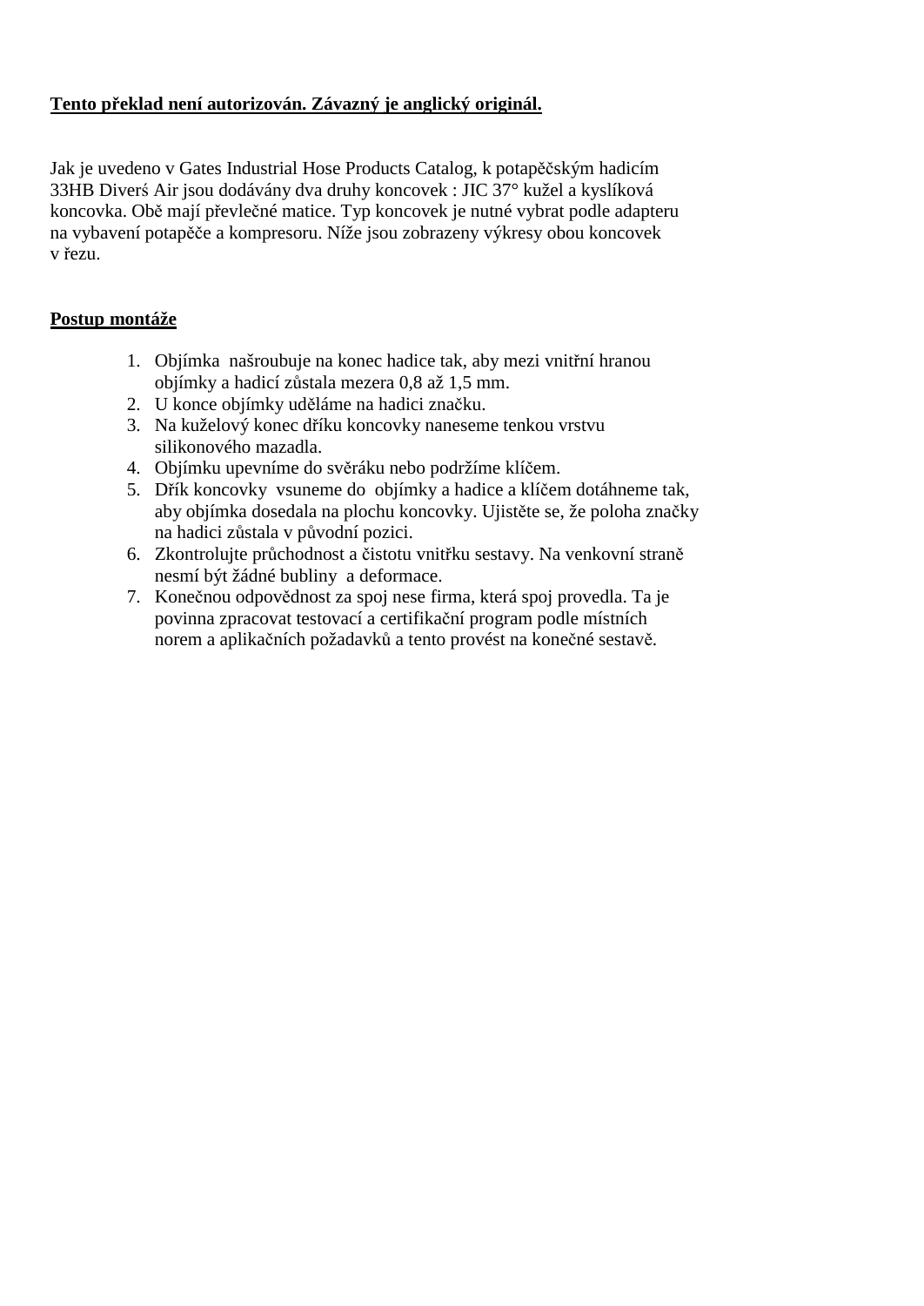**Tento překlad není autorizován. Závazný je anglický originál.**

Jak je uvedeno v Gates Industrial Hose Products Catalog, k potapěčským hadicím 33HB Diverś Air jsou dodávány dva druhy koncovek : JIC 37° kužel a kyslíková koncovka. Obě mají převlečné matice. Typ koncovek je nutné vybrat podle adapteru na vybavení potapěče a kompresoru. Níže jsou zobrazeny výkresy obou koncovek v řezu.

**Postup montáže**

1. Objímka našroubuje na konec hadice tak, aby mezi vnitřní hranou objímky a hadicí zůstala mezera 0,8 až 1,5 mm.
2. U konce objímky uděláme na hadici značku.
3. Na kuželový konec dříku koncovky naneseme tenkou vrstvu silikonového mazadla.
4. Objímku upevníme do svěráku nebo podržíme klíčem.
5. Dřík koncovky vsuneme do objímky a hadice a klíčem dotáhneme tak, aby objímka dosedala na plochu koncovky. Ujistěte se, že poloha značky na hadici zůstala v původní pozici.
6. Zkontrolujte průchodnost a čistotu vnitřku sestavy. Na venkovní straně nesmí být žádné bubliny a deformace.
7. Konečnou odpovědnost za spoj nese firma, která spoj provedla. Ta je povinna zpracovat testovací a certifikační program podle místních norem a aplikačních požadavků a tento provést na konečné sestavě.